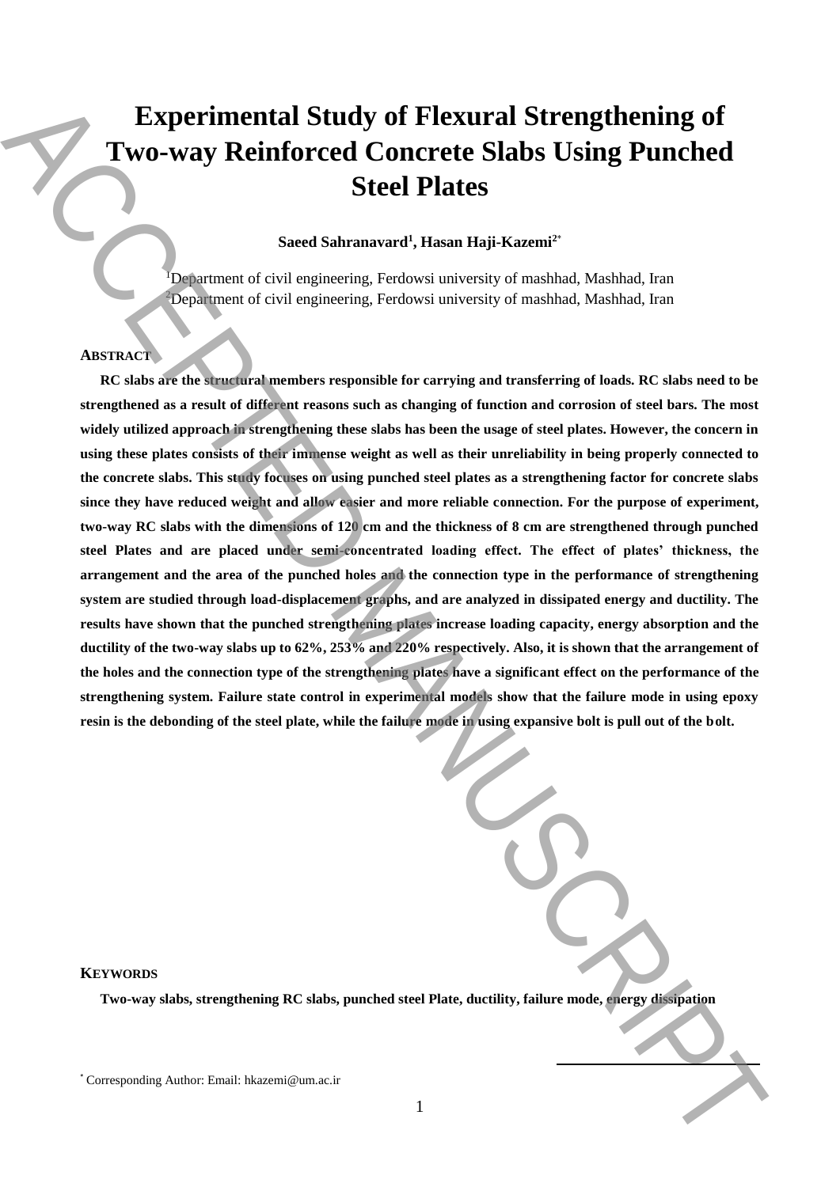# Experimental Study of Flexural Strengthening of Two-way Reinforced Concrete Slabs Using Punched Steel Plates

**Saeed Sahranavard[1], Hasan Haji-Kazemi[2*]**

[1]Department of civil engineering, Ferdowsi university of mashhad, Mashhad, Iran
[2]Department of civil engineering, Ferdowsi university of mashhad, Mashhad, Iran

## ABSTRACT

**RC slabs are the structural members responsible for carrying and transferring of loads. RC slabs need to be strengthened as a result of different reasons such as changing of function and corrosion of steel bars. The most widely utilized approach in strengthening these slabs has been the usage of steel plates. However, the concern in using these plates consists of their immense weight as well as their unreliability in being properly connected to the concrete slabs. This study focuses on using punched steel plates as a strengthening factor for concrete slabs since they have reduced weight and allow easier and more reliable connection. For the purpose of experiment, two-way RC slabs with the dimensions of 120 cm and the thickness of 8 cm are strengthened through punched steel Plates and are placed under semi-concentrated loading effect. The effect of plates' thickness, the arrangement and the area of the punched holes and the connection type in the performance of strengthening system are studied through load-displacement graphs, and are analyzed in dissipated energy and ductility. The results have shown that the punched strengthening plates increase loading capacity, energy absorption and the ductility of the two-way slabs up to 62%, 253% and 220% respectively. Also, it is shown that the arrangement of the holes and the connection type of the strengthening plates have a significant effect on the performance of the strengthening system. Failure state control in experimental models show that the failure mode in using epoxy resin is the debonding of the steel plate, while the failure mode in using expansive bolt is pull out of the bolt.**

## KEYWORDS

**Two-way slabs, strengthening RC slabs, punched steel Plate, ductility, failure mode, energy dissipation**

[*] Corresponding Author: Email: hkazemi@um.ac.ir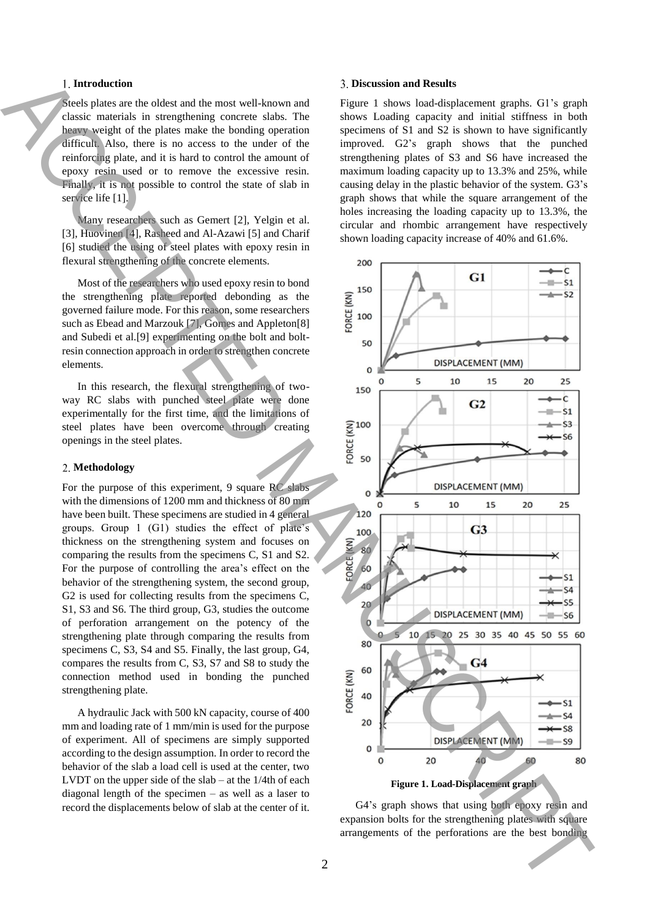## 1. Introduction

Steels plates are the oldest and the most well-known and classic materials in strengthening concrete slabs. The heavy weight of the plates make the bonding operation difficult. Also, there is no access to the under of the reinforcing plate, and it is hard to control the amount of epoxy resin used or to remove the excessive resin. Finally, it is not possible to control the state of slab in service life [1].

Many researchers such as Gemert [2], Yelgin et al. [3], Huovinen [4], Rasheed and Al-Azawi [5] and Charif [6] studied the using of steel plates with epoxy resin in flexural strengthening of the concrete elements.

Most of the researchers who used epoxy resin to bond the strengthening plate reported debonding as the governed failure mode. For this reason, some researchers such as Ebead and Marzouk [7], Gomes and Appleton[8] and Subedi et al.[9] experimenting on the bolt and bolt-resin connection approach in order to strengthen concrete elements.

In this research, the flexural strengthening of two-way RC slabs with punched steel plate were done experimentally for the first time, and the limitations of steel plates have been overcome through creating openings in the steel plates.

## 2. Methodology

For the purpose of this experiment, 9 square RC slabs with the dimensions of 1200 mm and thickness of 80 mm have been built. These specimens are studied in 4 general groups. Group 1 (G1) studies the effect of plate's thickness on the strengthening system and focuses on comparing the results from the specimens C, S1 and S2. For the purpose of controlling the area's effect on the behavior of the strengthening system, the second group, G2 is used for collecting results from the specimens C, S1, S3 and S6. The third group, G3, studies the outcome of perforation arrangement on the potency of the strengthening plate through comparing the results from specimens C, S3, S4 and S5. Finally, the last group, G4, compares the results from C, S3, S7 and S8 to study the connection method used in bonding the punched strengthening plate.

A hydraulic Jack with 500 kN capacity, course of 400 mm and loading rate of 1 mm/min is used for the purpose of experiment. All of specimens are simply supported according to the design assumption. In order to record the behavior of the slab a load cell is used at the center, two LVDT on the upper side of the slab – at the 1/4th of each diagonal length of the specimen – as well as a laser to record the displacements below of slab at the center of it.

## 3. Discussion and Results

Figure 1 shows load-displacement graphs. G1's graph shows Loading capacity and initial stiffness in both specimens of S1 and S2 is shown to have significantly improved. G2's graph shows that the punched strengthening plates of S3 and S6 have increased the maximum loading capacity up to 13.3% and 25%, while causing delay in the plastic behavior of the system. G3's graph shows that while the square arrangement of the holes increasing the loading capacity up to 13.3%, the circular and rhombic arrangement have respectively shown loading capacity increase of 40% and 61.6%.

G1
FORCE (KN)
DISPLACEMENT (MM)
C
S1
S2

G2
FORCE (KN)
DISPLACEMENT (MM)
C
S1
S3
S6

G3
FORCE (KN)
DISPLACEMENT (MM)
S1
S4
S5
S6

G4
FORCE (KN)
DISPLACEMENT (MM)
S1
S4
S8
S9

**Figure 1. Load-Displacement graph**

G4's graph shows that using both epoxy resin and expansion bolts for the strengthening plates with square arrangements of the perforations are the best bonding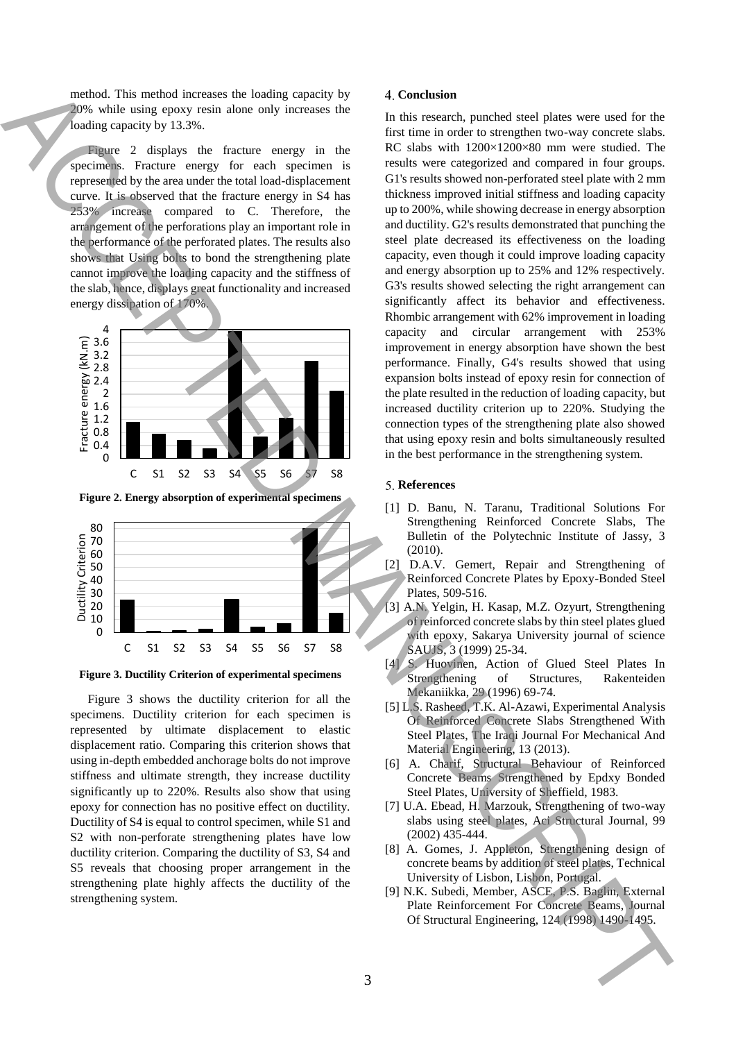method. This method increases the loading capacity by 20% while using epoxy resin alone only increases the loading capacity by 13.3%.

Figure 2 displays the fracture energy in the specimens. Fracture energy for each specimen is represented by the area under the total load-displacement curve. It is observed that the fracture energy in S4 has 253% increase compared to C. Therefore, the arrangement of the perforations play an important role in the performance of the perforated plates. The results also shows that Using bolts to bond the strengthening plate cannot improve the loading capacity and the stiffness of the slab, hence, displays great functionality and increased energy dissipation of 170%.

Fracture energy (kN.m)
4
3.6
3.2
2.8
2.4
2
1.6
1.2
0.8
0.4
0
C S1 S2 S3 S4 S5 S6 S7 S8

**Figure 2. Energy absorption of experimental specimens**

Ductility Criterion
80
70
60
50
40
30
20
10
0
C S1 S2 S3 S4 S5 S6 S7 S8

**Figure 3. Ductility Criterion of experimental specimens**

Figure 3 shows the ductility criterion for all the specimens. Ductility criterion for each specimen is represented by ultimate displacement to elastic displacement ratio. Comparing this criterion shows that using in-depth embedded anchorage bolts do not improve stiffness and ultimate strength, they increase ductility significantly up to 220%. Results also show that using epoxy for connection has no positive effect on ductility. Ductility of S4 is equal to control specimen, while S1 and S2 with non-perforate strengthening plates have low ductility criterion. Comparing the ductility of S3, S4 and S5 reveals that choosing proper arrangement in the strengthening plate highly affects the ductility of the strengthening system.

## 4. Conclusion

In this research, punched steel plates were used for the first time in order to strengthen two-way concrete slabs. RC slabs with 1200×1200×80 mm were studied. The results were categorized and compared in four groups. G1's results showed non-perforated steel plate with 2 mm thickness improved initial stiffness and loading capacity up to 200%, while showing decrease in energy absorption and ductility. G2's results demonstrated that punching the steel plate decreased its effectiveness on the loading capacity, even though it could improve loading capacity and energy absorption up to 25% and 12% respectively. G3's results showed selecting the right arrangement can significantly affect its behavior and effectiveness. Rhombic arrangement with 62% improvement in loading capacity and circular arrangement with 253% improvement in energy absorption have shown the best performance. Finally, G4's results showed that using expansion bolts instead of epoxy resin for connection of the plate resulted in the reduction of loading capacity, but increased ductility criterion up to 220%. Studying the connection types of the strengthening plate also showed that using epoxy resin and bolts simultaneously resulted in the best performance in the strengthening system.

## 5. References

[1] D. Banu, N. Taranu, Traditional Solutions For Strengthening Reinforced Concrete Slabs, The Bulletin of the Polytechnic Institute of Jassy, 3 (2010).

[2] D.A.V. Gemert, Repair and Strengthening of Reinforced Concrete Plates by Epoxy-Bonded Steel Plates, 509-516.

[3] A.N. Yelgin, H. Kasap, M.Z. Ozyurt, Strengthening of reinforced concrete slabs by thin steel plates glued with epoxy, Sakarya University journal of science SAUJS, 3 (1999) 25-34.

[4] S. Huovinen, Action of Glued Steel Plates In Strengthening of Structures, Rakenteiden Mekaniikka, 29 (1996) 69-74.

[5] L.S. Rasheed, T.K. Al-Azawi, Experimental Analysis Of Reinforced Concrete Slabs Strengthened With Steel Plates, The Iraqi Journal For Mechanical And Material Engineering, 13 (2013).

[6] A. Charif, Structural Behaviour of Reinforced Concrete Beams Strengthened by Epdxy Bonded Steel Plates, University of Sheffield, 1983.

[7] U.A. Ebead, H. Marzouk, Strengthening of two-way slabs using steel plates, Aci Structural Journal, 99 (2002) 435-444.

[8] A. Gomes, J. Appleton, Strengthening design of concrete beams by addition of steel plates, Technical University of Lisbon, Lisbon, Portugal.

[9] N.K. Subedi, Member, ASCE, P.S. Baglin, External Plate Reinforcement For Concrete Beams, Journal Of Structural Engineering, 124 (1998) 1490-1495.